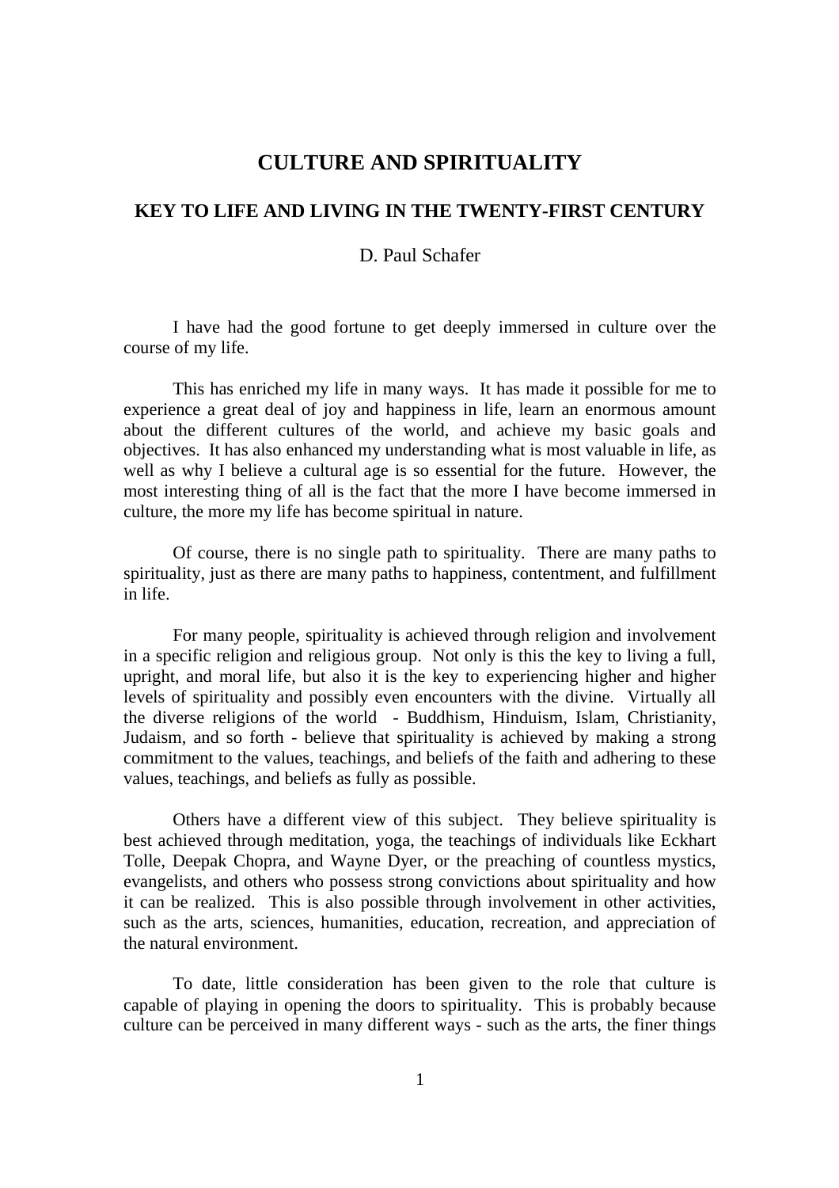# CULTURE AND SPIRITUALITY

## KEY TO LIFE AND LIVING IN THE TWENTY-FIRST CENTURY

D. Paul Schafer

I have had the good fortune to get deeply immersed in culture over the course of my life.

This has enriched my life in many ways. It has made it possible for me to experience a great deal of joy and happiness in life, learn an enormous amount about the different cultures of the world, and achieve my basic goals and objectives. It has also enhanced my understanding what is most valuable in life, as well as why I believe a cultural age is so essential for the future. However, the most interesting thing of all is the fact that the more I have become immersed in culture, the more my life has become spiritual in nature.

Of course, there is no single path to spirituality. There are many paths to spirituality, just as there are many paths to happiness, contentment, and fulfillment in life.

For many people, spirituality is achieved through religion and involvement in a specific religion and religious group. Not only is this the key to living a full, upright, and moral life, but also it is the key to experiencing higher and higher levels of spirituality and possibly even encounters with the divine. Virtually all the diverse religions of the world - Buddhism, Hinduism, Islam, Christianity, Judaism, and so forth - believe that spirituality is achieved by making a strong commitment to the values, teachings, and beliefs of the faith and adhering to these values, teachings, and beliefs as fully as possible.

Others have a different view of this subject. They believe spirituality is best achieved through meditation, yoga, the teachings of individuals like Eckhart Tolle, Deepak Chopra, and Wayne Dyer, or the preaching of countless mystics, evangelists, and others who possess strong convictions about spirituality and how it can be realized. This is also possible through involvement in other activities, such as the arts, sciences, humanities, education, recreation, and appreciation of the natural environment.

To date, little consideration has been given to the role that culture is capable of playing in opening the doors to spirituality. This is probably because culture can be perceived in many different ways - such as the arts, the finer things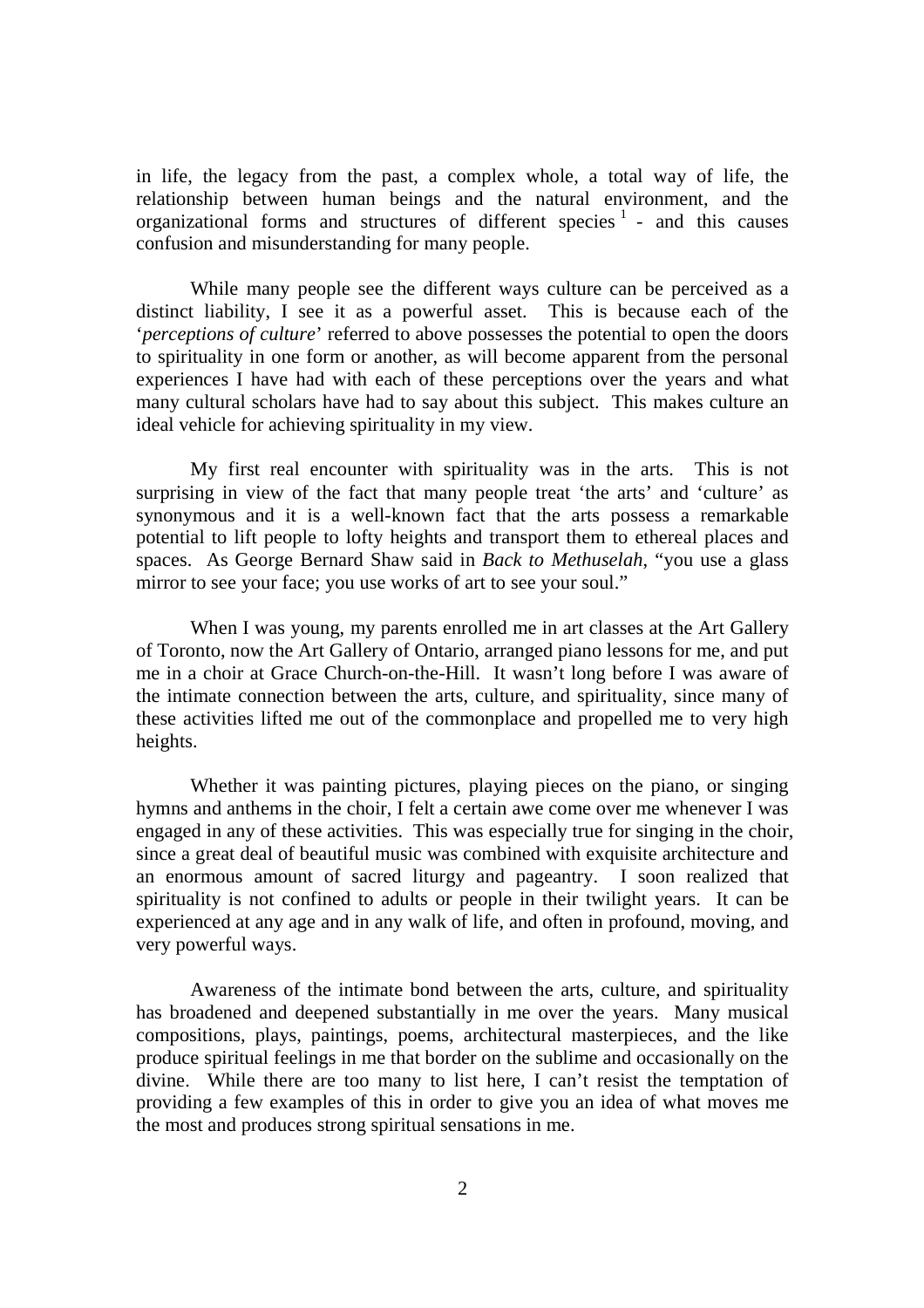in life, the legacy from the past, a complex whole, a total way of life, the relationship between human beings and the natural environment, and the organizational forms and structures of different species [1] - and this causes confusion and misunderstanding for many people.

While many people see the different ways culture can be perceived as a distinct liability, I see it as a powerful asset. This is because each of the '*perceptions of culture*' referred to above possesses the potential to open the doors to spirituality in one form or another, as will become apparent from the personal experiences I have had with each of these perceptions over the years and what many cultural scholars have had to say about this subject. This makes culture an ideal vehicle for achieving spirituality in my view.

My first real encounter with spirituality was in the arts. This is not surprising in view of the fact that many people treat 'the arts' and 'culture' as synonymous and it is a well-known fact that the arts possess a remarkable potential to lift people to lofty heights and transport them to ethereal places and spaces. As George Bernard Shaw said in *Back to Methuselah*, "you use a glass mirror to see your face; you use works of art to see your soul."

When I was young, my parents enrolled me in art classes at the Art Gallery of Toronto, now the Art Gallery of Ontario, arranged piano lessons for me, and put me in a choir at Grace Church-on-the-Hill. It wasn't long before I was aware of the intimate connection between the arts, culture, and spirituality, since many of these activities lifted me out of the commonplace and propelled me to very high heights.

Whether it was painting pictures, playing pieces on the piano, or singing hymns and anthems in the choir, I felt a certain awe come over me whenever I was engaged in any of these activities. This was especially true for singing in the choir, since a great deal of beautiful music was combined with exquisite architecture and an enormous amount of sacred liturgy and pageantry. I soon realized that spirituality is not confined to adults or people in their twilight years. It can be experienced at any age and in any walk of life, and often in profound, moving, and very powerful ways.

Awareness of the intimate bond between the arts, culture, and spirituality has broadened and deepened substantially in me over the years. Many musical compositions, plays, paintings, poems, architectural masterpieces, and the like produce spiritual feelings in me that border on the sublime and occasionally on the divine. While there are too many to list here, I can't resist the temptation of providing a few examples of this in order to give you an idea of what moves me the most and produces strong spiritual sensations in me.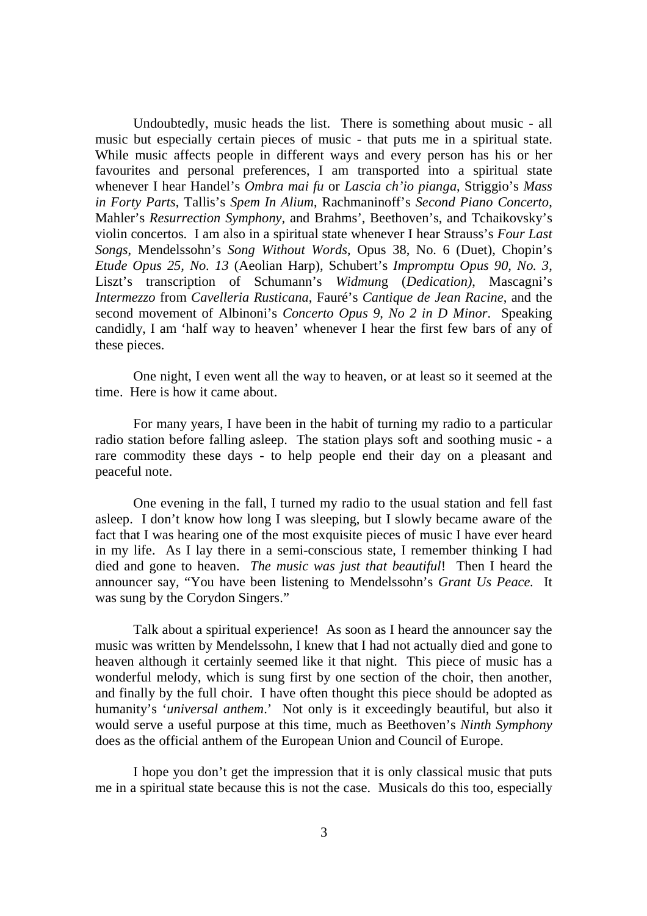Undoubtedly, music heads the list. There is something about music - all music but especially certain pieces of music - that puts me in a spiritual state. While music affects people in different ways and every person has his or her favourites and personal preferences, I am transported into a spiritual state whenever I hear Handel's *Ombra mai fu* or *Lascia ch'io pianga*, Striggio's *Mass in Forty Parts*, Tallis's *Spem In Alium*, Rachmaninoff's *Second Piano Concerto*, Mahler's *Resurrection Symphony*, and Brahms', Beethoven's, and Tchaikovsky's violin concertos. I am also in a spiritual state whenever I hear Strauss's *Four Last Songs*, Mendelssohn's *Song Without Words*, Opus 38, No. 6 (Duet), Chopin's *Etude Opus 25, No. 13* (Aeolian Harp), Schubert's *Impromptu Opus 90, No. 3*, Liszt's transcription of Schumann's *Widmung* (*Dedication)*, Mascagni's *Intermezzo* from *Cavelleria Rusticana*, Fauré's *Cantique de Jean Racine*, and the second movement of Albinoni's *Concerto Opus 9, No 2 in D Minor*. Speaking candidly, I am 'half way to heaven' whenever I hear the first few bars of any of these pieces.

One night, I even went all the way to heaven, or at least so it seemed at the time. Here is how it came about.

For many years, I have been in the habit of turning my radio to a particular radio station before falling asleep. The station plays soft and soothing music - a rare commodity these days - to help people end their day on a pleasant and peaceful note.

One evening in the fall, I turned my radio to the usual station and fell fast asleep. I don't know how long I was sleeping, but I slowly became aware of the fact that I was hearing one of the most exquisite pieces of music I have ever heard in my life. As I lay there in a semi-conscious state, I remember thinking I had died and gone to heaven. *The music was just that beautiful*! Then I heard the announcer say, "You have been listening to Mendelssohn's *Grant Us Peace.* It was sung by the Corydon Singers."

Talk about a spiritual experience! As soon as I heard the announcer say the music was written by Mendelssohn, I knew that I had not actually died and gone to heaven although it certainly seemed like it that night. This piece of music has a wonderful melody, which is sung first by one section of the choir, then another, and finally by the full choir. I have often thought this piece should be adopted as humanity's '*universal anthem*.' Not only is it exceedingly beautiful, but also it would serve a useful purpose at this time, much as Beethoven's *Ninth Symphony* does as the official anthem of the European Union and Council of Europe.

I hope you don't get the impression that it is only classical music that puts me in a spiritual state because this is not the case. Musicals do this too, especially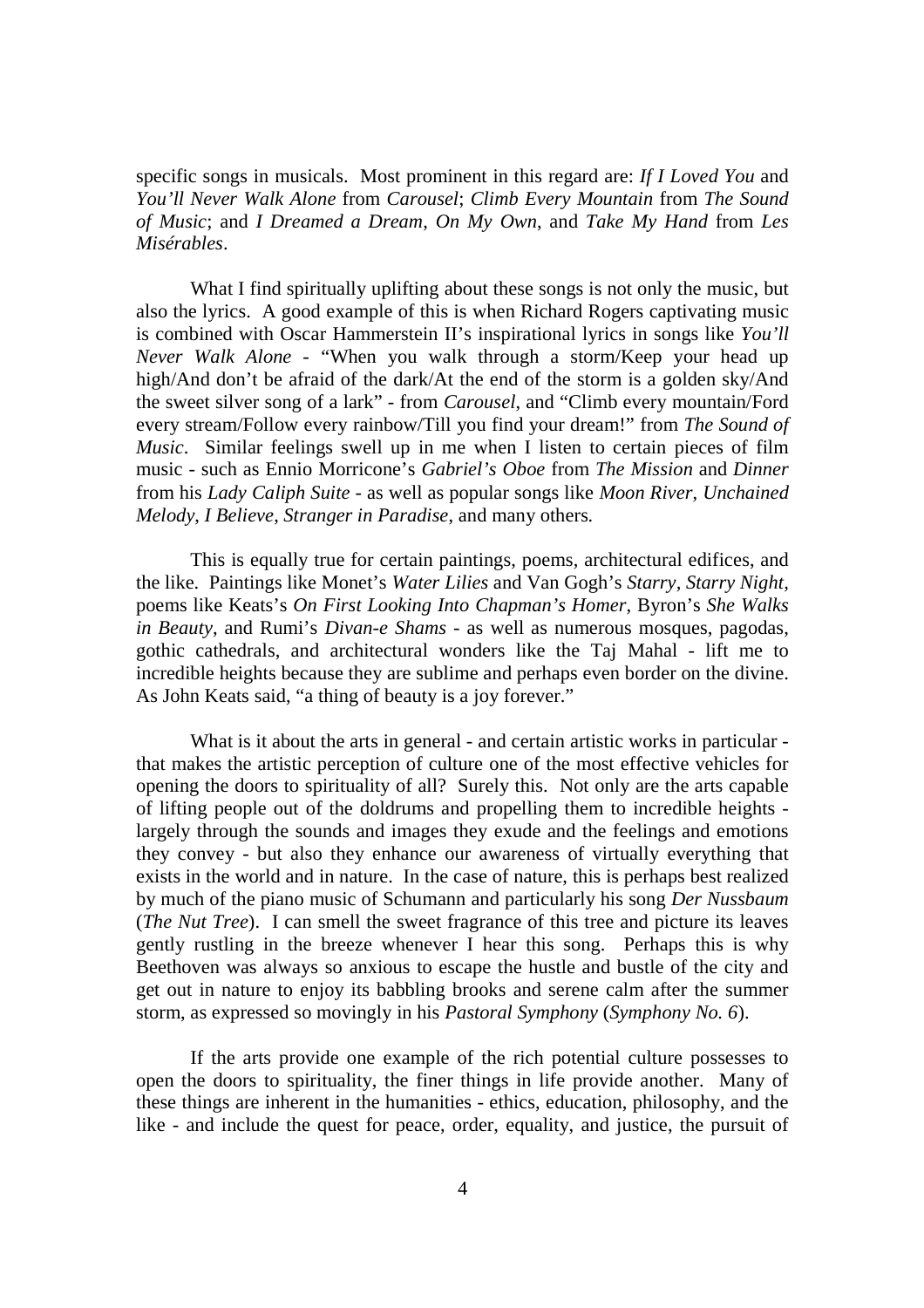specific songs in musicals. Most prominent in this regard are: *If I Loved You* and *You'll Never Walk Alone* from *Carousel*; *Climb Every Mountain* from *The Sound of Music*; and *I Dreamed a Dream*, *On My Own*, and *Take My Hand* from *Les Misérables*.

What I find spiritually uplifting about these songs is not only the music, but also the lyrics. A good example of this is when Richard Rogers captivating music is combined with Oscar Hammerstein II's inspirational lyrics in songs like *You'll Never Walk Alone* - "When you walk through a storm/Keep your head up high/And don't be afraid of the dark/At the end of the storm is a golden sky/And the sweet silver song of a lark" - from *Carousel*, and "Climb every mountain/Ford every stream/Follow every rainbow/Till you find your dream!" from *The Sound of Music*. Similar feelings swell up in me when I listen to certain pieces of film music - such as Ennio Morricone's *Gabriel's Oboe* from *The Mission* and *Dinner* from his *Lady Caliph Suite* - as well as popular songs like *Moon River*, *Unchained Melody*, *I Believe*, *Stranger in Paradise*, and many others.

This is equally true for certain paintings, poems, architectural edifices, and the like. Paintings like Monet's *Water Lilies* and Van Gogh's *Starry, Starry Night*, poems like Keats's *On First Looking Into Chapman's Homer*, Byron's *She Walks in Beauty*, and Rumi's *Divan-e Shams* - as well as numerous mosques, pagodas, gothic cathedrals, and architectural wonders like the Taj Mahal - lift me to incredible heights because they are sublime and perhaps even border on the divine. As John Keats said, "a thing of beauty is a joy forever."

What is it about the arts in general - and certain artistic works in particular - that makes the artistic perception of culture one of the most effective vehicles for opening the doors to spirituality of all? Surely this. Not only are the arts capable of lifting people out of the doldrums and propelling them to incredible heights - largely through the sounds and images they exude and the feelings and emotions they convey - but also they enhance our awareness of virtually everything that exists in the world and in nature. In the case of nature, this is perhaps best realized by much of the piano music of Schumann and particularly his song *Der Nussbaum* (*The Nut Tree*). I can smell the sweet fragrance of this tree and picture its leaves gently rustling in the breeze whenever I hear this song. Perhaps this is why Beethoven was always so anxious to escape the hustle and bustle of the city and get out in nature to enjoy its babbling brooks and serene calm after the summer storm, as expressed so movingly in his *Pastoral Symphony* (*Symphony No. 6*).

If the arts provide one example of the rich potential culture possesses to open the doors to spirituality, the finer things in life provide another. Many of these things are inherent in the humanities - ethics, education, philosophy, and the like - and include the quest for peace, order, equality, and justice, the pursuit of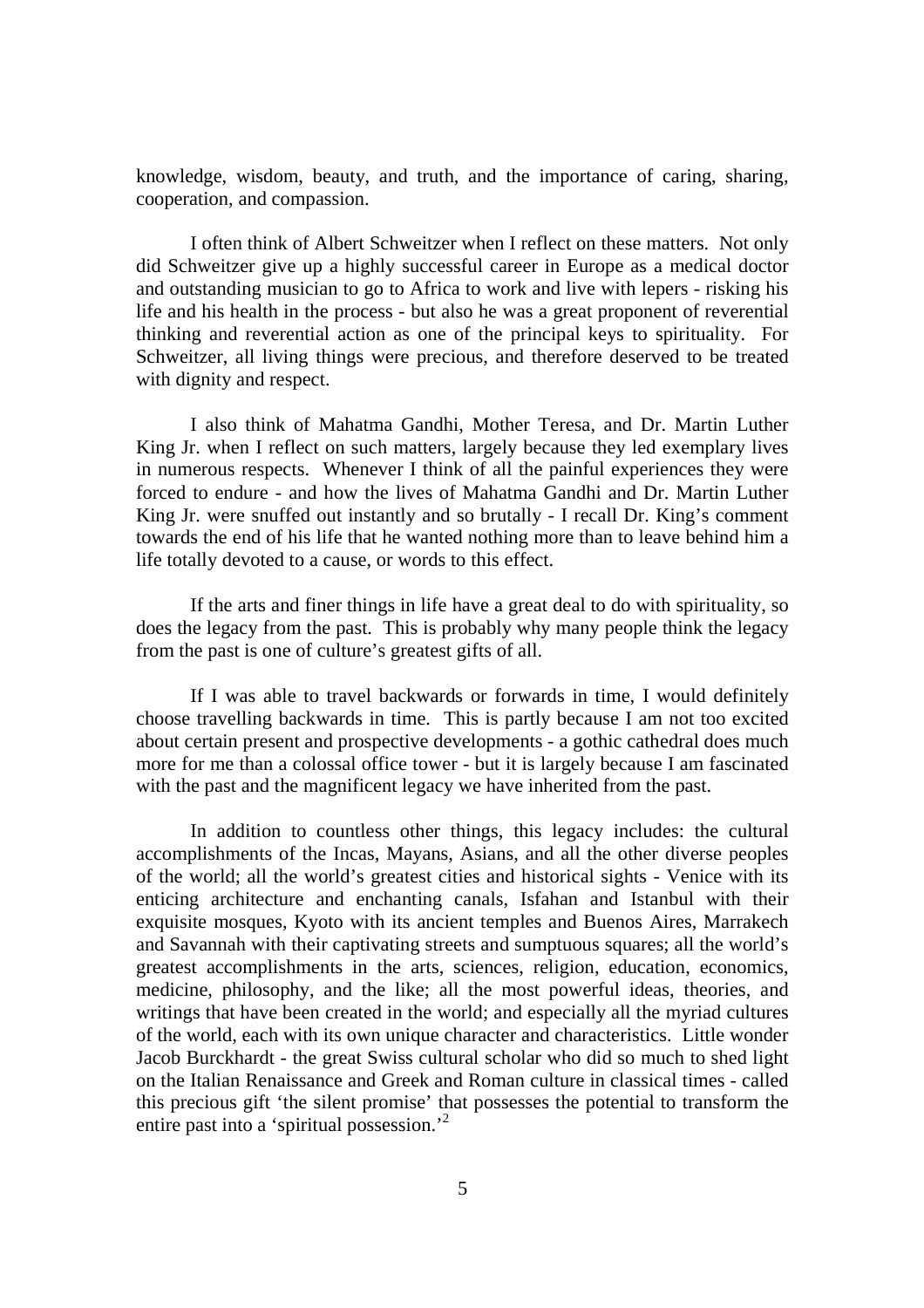knowledge, wisdom, beauty, and truth, and the importance of caring, sharing, cooperation, and compassion.

I often think of Albert Schweitzer when I reflect on these matters. Not only did Schweitzer give up a highly successful career in Europe as a medical doctor and outstanding musician to go to Africa to work and live with lepers - risking his life and his health in the process - but also he was a great proponent of reverential thinking and reverential action as one of the principal keys to spirituality. For Schweitzer, all living things were precious, and therefore deserved to be treated with dignity and respect.

I also think of Mahatma Gandhi, Mother Teresa, and Dr. Martin Luther King Jr. when I reflect on such matters, largely because they led exemplary lives in numerous respects. Whenever I think of all the painful experiences they were forced to endure - and how the lives of Mahatma Gandhi and Dr. Martin Luther King Jr. were snuffed out instantly and so brutally - I recall Dr. King's comment towards the end of his life that he wanted nothing more than to leave behind him a life totally devoted to a cause, or words to this effect.

If the arts and finer things in life have a great deal to do with spirituality, so does the legacy from the past. This is probably why many people think the legacy from the past is one of culture's greatest gifts of all.

If I was able to travel backwards or forwards in time, I would definitely choose travelling backwards in time. This is partly because I am not too excited about certain present and prospective developments - a gothic cathedral does much more for me than a colossal office tower - but it is largely because I am fascinated with the past and the magnificent legacy we have inherited from the past.

In addition to countless other things, this legacy includes: the cultural accomplishments of the Incas, Mayans, Asians, and all the other diverse peoples of the world; all the world's greatest cities and historical sights - Venice with its enticing architecture and enchanting canals, Isfahan and Istanbul with their exquisite mosques, Kyoto with its ancient temples and Buenos Aires, Marrakech and Savannah with their captivating streets and sumptuous squares; all the world's greatest accomplishments in the arts, sciences, religion, education, economics, medicine, philosophy, and the like; all the most powerful ideas, theories, and writings that have been created in the world; and especially all the myriad cultures of the world, each with its own unique character and characteristics. Little wonder Jacob Burckhardt - the great Swiss cultural scholar who did so much to shed light on the Italian Renaissance and Greek and Roman culture in classical times - called this precious gift 'the silent promise' that possesses the potential to transform the entire past into a 'spiritual possession.'[2]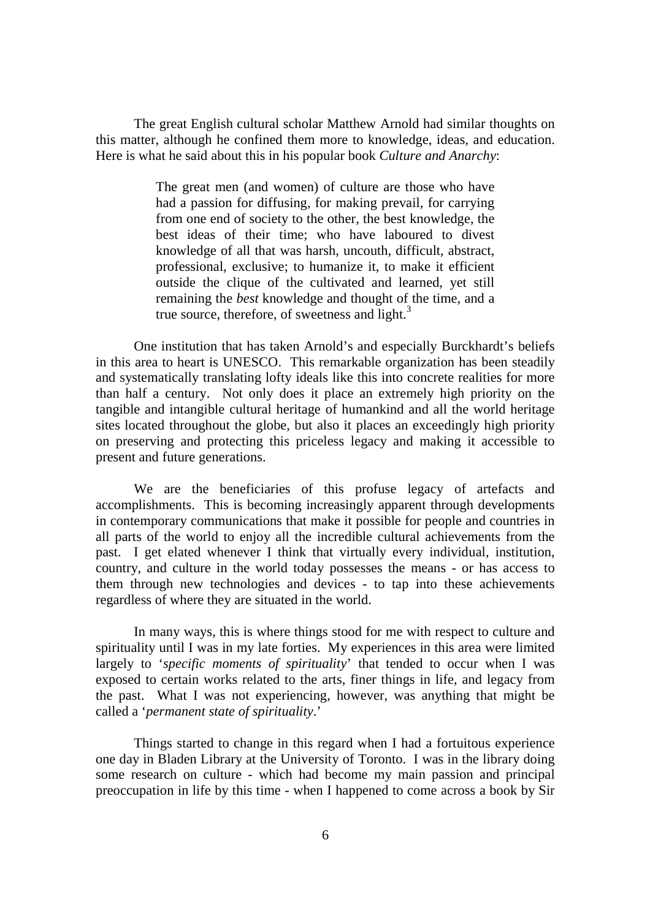The great English cultural scholar Matthew Arnold had similar thoughts on this matter, although he confined them more to knowledge, ideas, and education. Here is what he said about this in his popular book *Culture and Anarchy*:

> The great men (and women) of culture are those who have had a passion for diffusing, for making prevail, for carrying from one end of society to the other, the best knowledge, the best ideas of their time; who have laboured to divest knowledge of all that was harsh, uncouth, difficult, abstract, professional, exclusive; to humanize it, to make it efficient outside the clique of the cultivated and learned, yet still remaining the *best* knowledge and thought of the time, and a true source, therefore, of sweetness and light.[3]

One institution that has taken Arnold's and especially Burckhardt's beliefs in this area to heart is UNESCO. This remarkable organization has been steadily and systematically translating lofty ideals like this into concrete realities for more than half a century. Not only does it place an extremely high priority on the tangible and intangible cultural heritage of humankind and all the world heritage sites located throughout the globe, but also it places an exceedingly high priority on preserving and protecting this priceless legacy and making it accessible to present and future generations.

We are the beneficiaries of this profuse legacy of artefacts and accomplishments. This is becoming increasingly apparent through developments in contemporary communications that make it possible for people and countries in all parts of the world to enjoy all the incredible cultural achievements from the past. I get elated whenever I think that virtually every individual, institution, country, and culture in the world today possesses the means - or has access to them through new technologies and devices - to tap into these achievements regardless of where they are situated in the world.

In many ways, this is where things stood for me with respect to culture and spirituality until I was in my late forties. My experiences in this area were limited largely to '*specific moments of spirituality*' that tended to occur when I was exposed to certain works related to the arts, finer things in life, and legacy from the past. What I was not experiencing, however, was anything that might be called a '*permanent state of spirituality*.'

Things started to change in this regard when I had a fortuitous experience one day in Bladen Library at the University of Toronto. I was in the library doing some research on culture - which had become my main passion and principal preoccupation in life by this time - when I happened to come across a book by Sir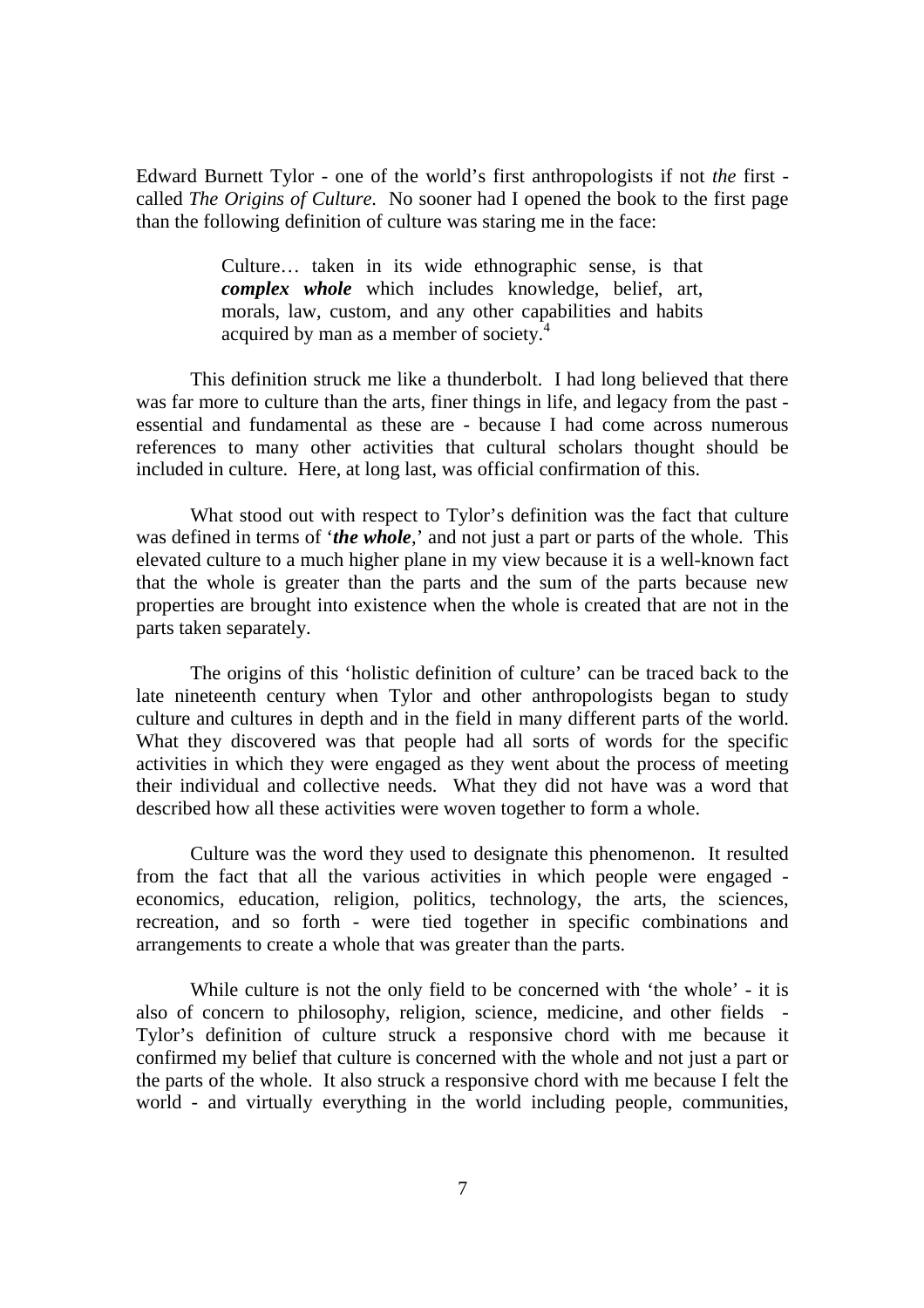Edward Burnett Tylor - one of the world's first anthropologists if not *the* first - called *The Origins of Culture.* No sooner had I opened the book to the first page than the following definition of culture was staring me in the face:

> Culture… taken in its wide ethnographic sense, is that ***complex whole*** which includes knowledge, belief, art, morals, law, custom, and any other capabilities and habits acquired by man as a member of society.[4]

This definition struck me like a thunderbolt. I had long believed that there was far more to culture than the arts, finer things in life, and legacy from the past - essential and fundamental as these are - because I had come across numerous references to many other activities that cultural scholars thought should be included in culture. Here, at long last, was official confirmation of this.

What stood out with respect to Tylor's definition was the fact that culture was defined in terms of '***the whole***,' and not just a part or parts of the whole. This elevated culture to a much higher plane in my view because it is a well-known fact that the whole is greater than the parts and the sum of the parts because new properties are brought into existence when the whole is created that are not in the parts taken separately.

The origins of this 'holistic definition of culture' can be traced back to the late nineteenth century when Tylor and other anthropologists began to study culture and cultures in depth and in the field in many different parts of the world. What they discovered was that people had all sorts of words for the specific activities in which they were engaged as they went about the process of meeting their individual and collective needs. What they did not have was a word that described how all these activities were woven together to form a whole.

Culture was the word they used to designate this phenomenon. It resulted from the fact that all the various activities in which people were engaged - economics, education, religion, politics, technology, the arts, the sciences, recreation, and so forth - were tied together in specific combinations and arrangements to create a whole that was greater than the parts.

While culture is not the only field to be concerned with 'the whole' - it is also of concern to philosophy, religion, science, medicine, and other fields - Tylor's definition of culture struck a responsive chord with me because it confirmed my belief that culture is concerned with the whole and not just a part or the parts of the whole. It also struck a responsive chord with me because I felt the world - and virtually everything in the world including people, communities,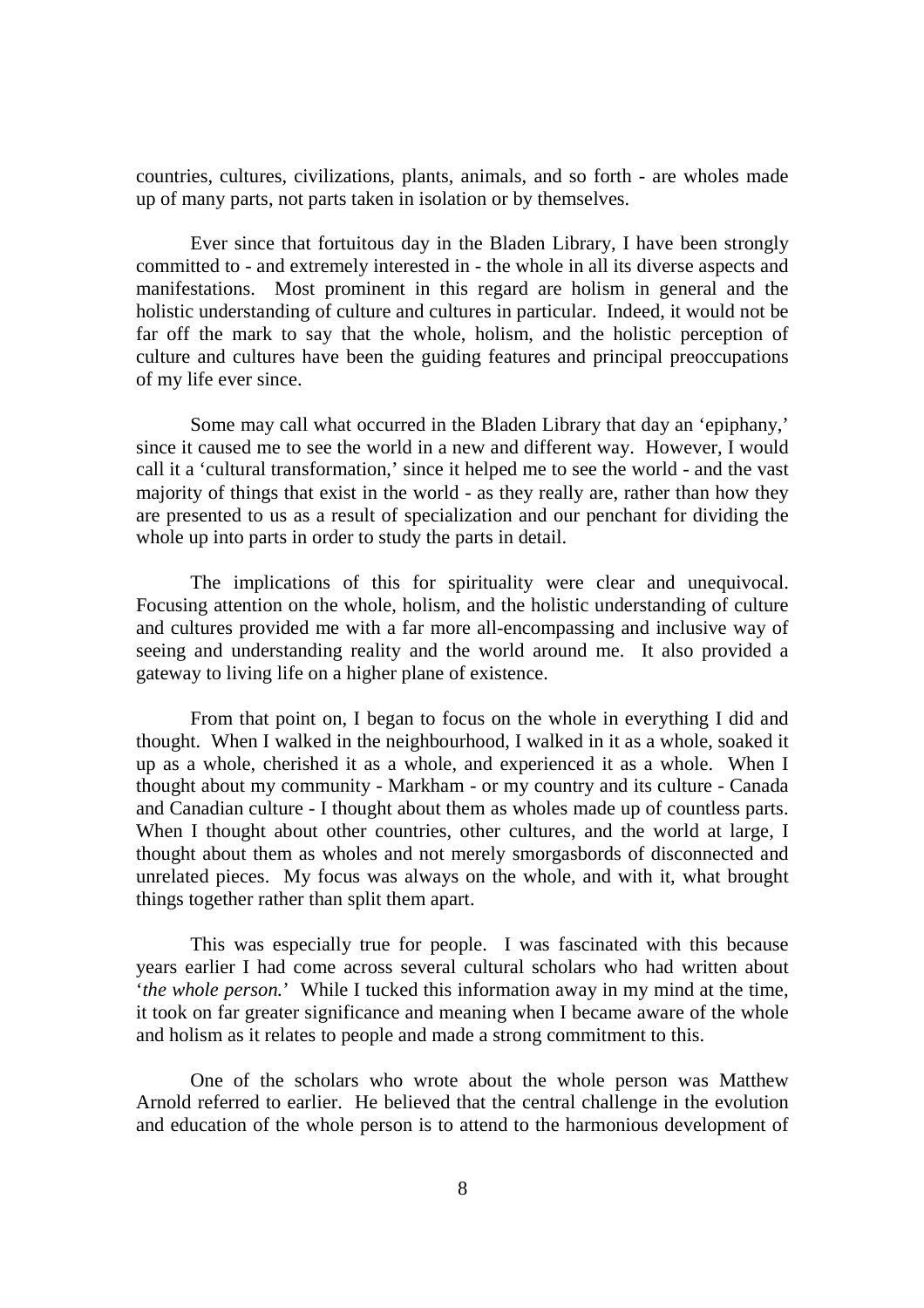countries, cultures, civilizations, plants, animals, and so forth - are wholes made up of many parts, not parts taken in isolation or by themselves.

Ever since that fortuitous day in the Bladen Library, I have been strongly committed to - and extremely interested in - the whole in all its diverse aspects and manifestations. Most prominent in this regard are holism in general and the holistic understanding of culture and cultures in particular. Indeed, it would not be far off the mark to say that the whole, holism, and the holistic perception of culture and cultures have been the guiding features and principal preoccupations of my life ever since.

Some may call what occurred in the Bladen Library that day an 'epiphany,' since it caused me to see the world in a new and different way. However, I would call it a 'cultural transformation,' since it helped me to see the world - and the vast majority of things that exist in the world - as they really are, rather than how they are presented to us as a result of specialization and our penchant for dividing the whole up into parts in order to study the parts in detail.

The implications of this for spirituality were clear and unequivocal. Focusing attention on the whole, holism, and the holistic understanding of culture and cultures provided me with a far more all-encompassing and inclusive way of seeing and understanding reality and the world around me. It also provided a gateway to living life on a higher plane of existence.

From that point on, I began to focus on the whole in everything I did and thought. When I walked in the neighbourhood, I walked in it as a whole, soaked it up as a whole, cherished it as a whole, and experienced it as a whole. When I thought about my community - Markham - or my country and its culture - Canada and Canadian culture - I thought about them as wholes made up of countless parts. When I thought about other countries, other cultures, and the world at large, I thought about them as wholes and not merely smorgasbords of disconnected and unrelated pieces. My focus was always on the whole, and with it, what brought things together rather than split them apart.

This was especially true for people. I was fascinated with this because years earlier I had come across several cultural scholars who had written about '*the whole person.*' While I tucked this information away in my mind at the time, it took on far greater significance and meaning when I became aware of the whole and holism as it relates to people and made a strong commitment to this.

One of the scholars who wrote about the whole person was Matthew Arnold referred to earlier. He believed that the central challenge in the evolution and education of the whole person is to attend to the harmonious development of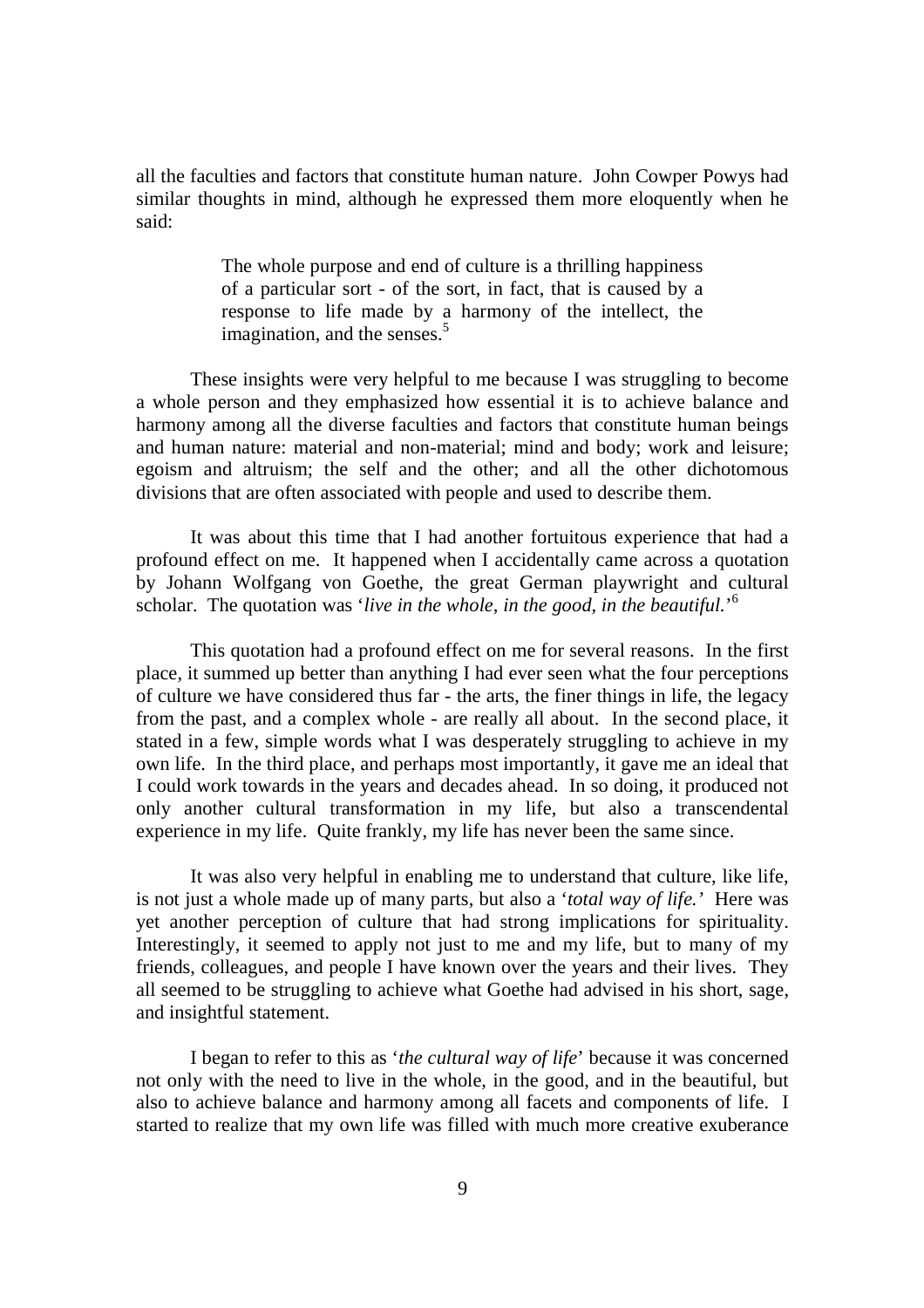all the faculties and factors that constitute human nature. John Cowper Powys had similar thoughts in mind, although he expressed them more eloquently when he said:

> The whole purpose and end of culture is a thrilling happiness of a particular sort - of the sort, in fact, that is caused by a response to life made by a harmony of the intellect, the imagination, and the senses.[5]

These insights were very helpful to me because I was struggling to become a whole person and they emphasized how essential it is to achieve balance and harmony among all the diverse faculties and factors that constitute human beings and human nature: material and non-material; mind and body; work and leisure; egoism and altruism; the self and the other; and all the other dichotomous divisions that are often associated with people and used to describe them.

It was about this time that I had another fortuitous experience that had a profound effect on me. It happened when I accidentally came across a quotation by Johann Wolfgang von Goethe, the great German playwright and cultural scholar. The quotation was '*live in the whole, in the good, in the beautiful.*'[6]

This quotation had a profound effect on me for several reasons. In the first place, it summed up better than anything I had ever seen what the four perceptions of culture we have considered thus far - the arts, the finer things in life, the legacy from the past, and a complex whole - are really all about. In the second place, it stated in a few, simple words what I was desperately struggling to achieve in my own life. In the third place, and perhaps most importantly, it gave me an ideal that I could work towards in the years and decades ahead. In so doing, it produced not only another cultural transformation in my life, but also a transcendental experience in my life. Quite frankly, my life has never been the same since.

It was also very helpful in enabling me to understand that culture, like life, is not just a whole made up of many parts, but also a '*total way of life.'* Here was yet another perception of culture that had strong implications for spirituality. Interestingly, it seemed to apply not just to me and my life, but to many of my friends, colleagues, and people I have known over the years and their lives. They all seemed to be struggling to achieve what Goethe had advised in his short, sage, and insightful statement.

I began to refer to this as '*the cultural way of life*' because it was concerned not only with the need to live in the whole, in the good, and in the beautiful, but also to achieve balance and harmony among all facets and components of life. I started to realize that my own life was filled with much more creative exuberance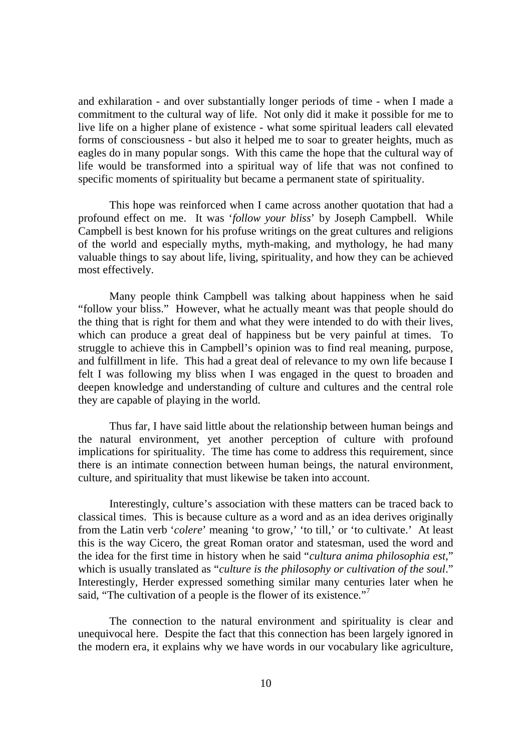and exhilaration - and over substantially longer periods of time - when I made a commitment to the cultural way of life. Not only did it make it possible for me to live life on a higher plane of existence - what some spiritual leaders call elevated forms of consciousness - but also it helped me to soar to greater heights, much as eagles do in many popular songs. With this came the hope that the cultural way of life would be transformed into a spiritual way of life that was not confined to specific moments of spirituality but became a permanent state of spirituality.

This hope was reinforced when I came across another quotation that had a profound effect on me. It was '*follow your bliss*' by Joseph Campbell. While Campbell is best known for his profuse writings on the great cultures and religions of the world and especially myths, myth-making, and mythology, he had many valuable things to say about life, living, spirituality, and how they can be achieved most effectively.

Many people think Campbell was talking about happiness when he said "follow your bliss." However, what he actually meant was that people should do the thing that is right for them and what they were intended to do with their lives, which can produce a great deal of happiness but be very painful at times. To struggle to achieve this in Campbell's opinion was to find real meaning, purpose, and fulfillment in life. This had a great deal of relevance to my own life because I felt I was following my bliss when I was engaged in the quest to broaden and deepen knowledge and understanding of culture and cultures and the central role they are capable of playing in the world.

Thus far, I have said little about the relationship between human beings and the natural environment, yet another perception of culture with profound implications for spirituality. The time has come to address this requirement, since there is an intimate connection between human beings, the natural environment, culture, and spirituality that must likewise be taken into account.

Interestingly, culture's association with these matters can be traced back to classical times. This is because culture as a word and as an idea derives originally from the Latin verb '*colere*' meaning 'to grow,' 'to till,' or 'to cultivate.' At least this is the way Cicero, the great Roman orator and statesman, used the word and the idea for the first time in history when he said "*cultura anima philosophia est*," which is usually translated as "*culture is the philosophy or cultivation of the soul*." Interestingly, Herder expressed something similar many centuries later when he said, "The cultivation of a people is the flower of its existence."[7]

The connection to the natural environment and spirituality is clear and unequivocal here. Despite the fact that this connection has been largely ignored in the modern era, it explains why we have words in our vocabulary like agriculture,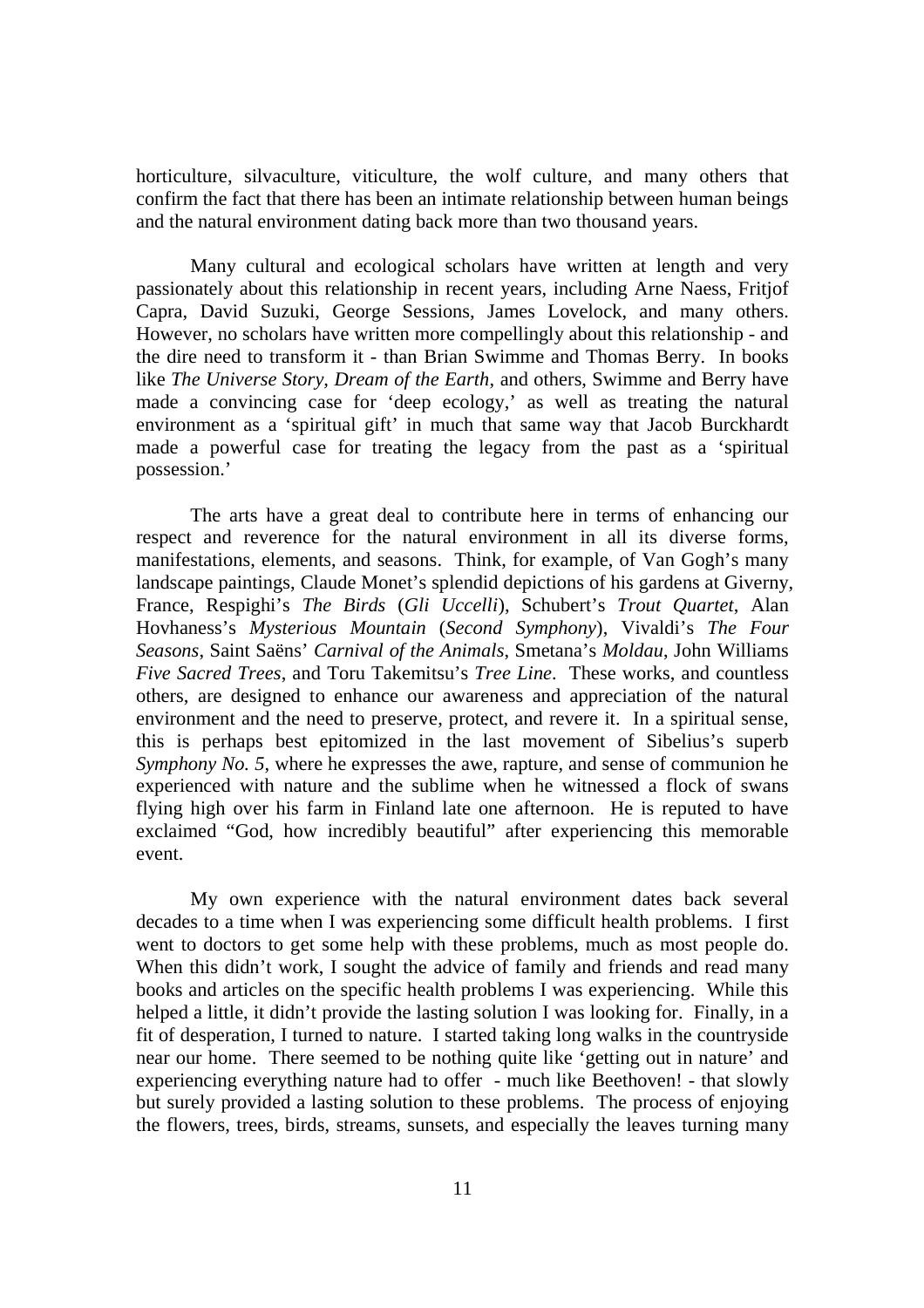horticulture, silvaculture, viticulture, the wolf culture, and many others that confirm the fact that there has been an intimate relationship between human beings and the natural environment dating back more than two thousand years.

Many cultural and ecological scholars have written at length and very passionately about this relationship in recent years, including Arne Naess, Fritjof Capra, David Suzuki, George Sessions, James Lovelock, and many others. However, no scholars have written more compellingly about this relationship - and the dire need to transform it - than Brian Swimme and Thomas Berry. In books like *The Universe Story*, *Dream of the Earth*, and others, Swimme and Berry have made a convincing case for 'deep ecology,' as well as treating the natural environment as a 'spiritual gift' in much that same way that Jacob Burckhardt made a powerful case for treating the legacy from the past as a 'spiritual possession.'

The arts have a great deal to contribute here in terms of enhancing our respect and reverence for the natural environment in all its diverse forms, manifestations, elements, and seasons. Think, for example, of Van Gogh's many landscape paintings, Claude Monet's splendid depictions of his gardens at Giverny, France, Respighi's *The Birds* (*Gli Uccelli*), Schubert's *Trout Quartet*, Alan Hovhaness's *Mysterious Mountain* (*Second Symphony*), Vivaldi's *The Four Seasons*, Saint Saëns' *Carnival of the Animals*, Smetana's *Moldau*, John Williams *Five Sacred Trees*, and Toru Takemitsu's *Tree Line*. These works, and countless others, are designed to enhance our awareness and appreciation of the natural environment and the need to preserve, protect, and revere it. In a spiritual sense, this is perhaps best epitomized in the last movement of Sibelius's superb *Symphony No. 5*, where he expresses the awe, rapture, and sense of communion he experienced with nature and the sublime when he witnessed a flock of swans flying high over his farm in Finland late one afternoon. He is reputed to have exclaimed "God, how incredibly beautiful" after experiencing this memorable event.

My own experience with the natural environment dates back several decades to a time when I was experiencing some difficult health problems. I first went to doctors to get some help with these problems, much as most people do. When this didn't work, I sought the advice of family and friends and read many books and articles on the specific health problems I was experiencing. While this helped a little, it didn't provide the lasting solution I was looking for. Finally, in a fit of desperation, I turned to nature. I started taking long walks in the countryside near our home. There seemed to be nothing quite like 'getting out in nature' and experiencing everything nature had to offer - much like Beethoven! - that slowly but surely provided a lasting solution to these problems. The process of enjoying the flowers, trees, birds, streams, sunsets, and especially the leaves turning many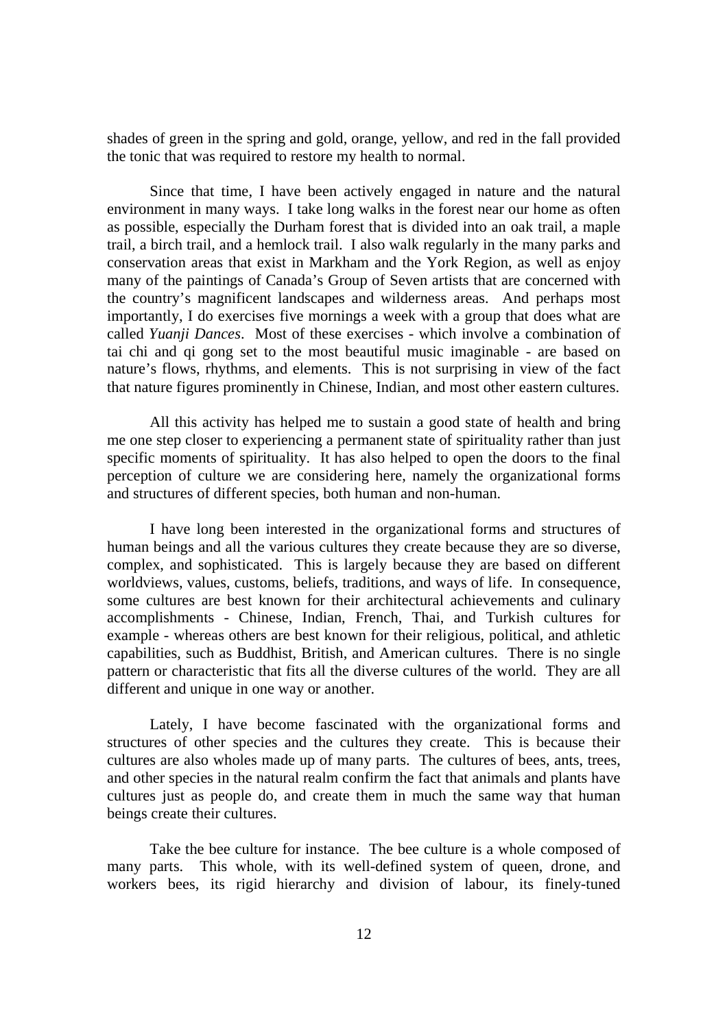shades of green in the spring and gold, orange, yellow, and red in the fall provided the tonic that was required to restore my health to normal.

Since that time, I have been actively engaged in nature and the natural environment in many ways. I take long walks in the forest near our home as often as possible, especially the Durham forest that is divided into an oak trail, a maple trail, a birch trail, and a hemlock trail. I also walk regularly in the many parks and conservation areas that exist in Markham and the York Region, as well as enjoy many of the paintings of Canada's Group of Seven artists that are concerned with the country's magnificent landscapes and wilderness areas. And perhaps most importantly, I do exercises five mornings a week with a group that does what are called *Yuanji Dances*. Most of these exercises - which involve a combination of tai chi and qi gong set to the most beautiful music imaginable - are based on nature's flows, rhythms, and elements. This is not surprising in view of the fact that nature figures prominently in Chinese, Indian, and most other eastern cultures.

All this activity has helped me to sustain a good state of health and bring me one step closer to experiencing a permanent state of spirituality rather than just specific moments of spirituality. It has also helped to open the doors to the final perception of culture we are considering here, namely the organizational forms and structures of different species, both human and non-human.

I have long been interested in the organizational forms and structures of human beings and all the various cultures they create because they are so diverse, complex, and sophisticated. This is largely because they are based on different worldviews, values, customs, beliefs, traditions, and ways of life. In consequence, some cultures are best known for their architectural achievements and culinary accomplishments - Chinese, Indian, French, Thai, and Turkish cultures for example - whereas others are best known for their religious, political, and athletic capabilities, such as Buddhist, British, and American cultures. There is no single pattern or characteristic that fits all the diverse cultures of the world. They are all different and unique in one way or another.

Lately, I have become fascinated with the organizational forms and structures of other species and the cultures they create. This is because their cultures are also wholes made up of many parts. The cultures of bees, ants, trees, and other species in the natural realm confirm the fact that animals and plants have cultures just as people do, and create them in much the same way that human beings create their cultures.

Take the bee culture for instance. The bee culture is a whole composed of many parts. This whole, with its well-defined system of queen, drone, and workers bees, its rigid hierarchy and division of labour, its finely-tuned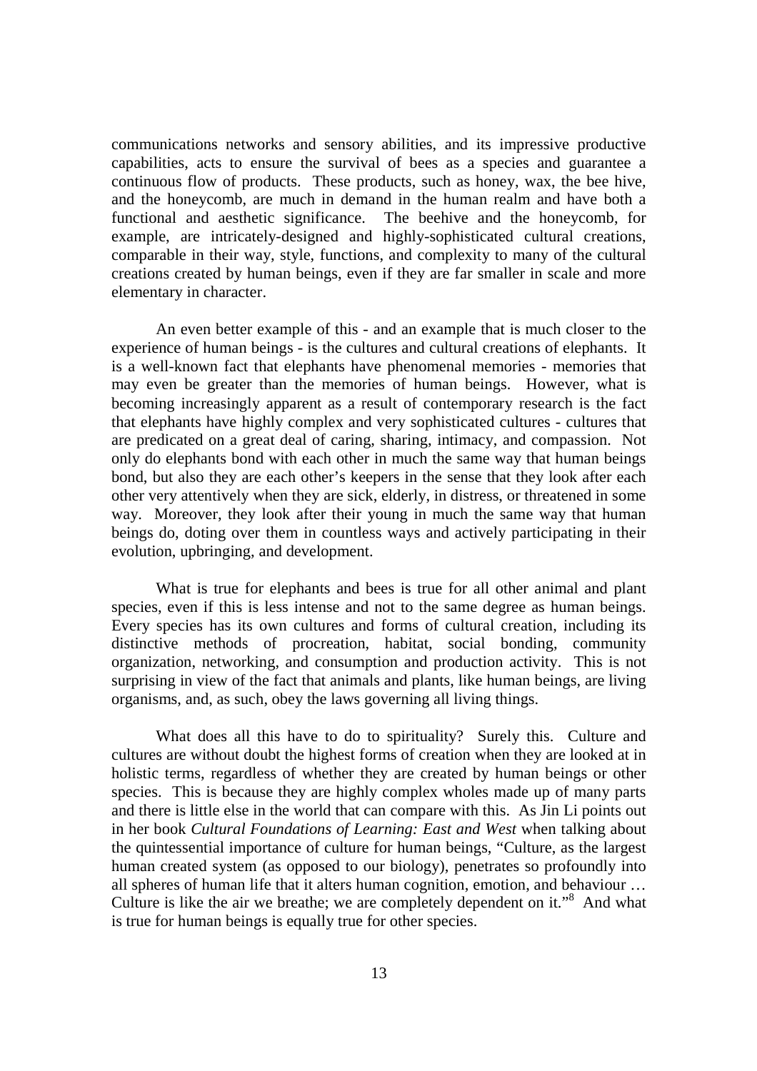communications networks and sensory abilities, and its impressive productive capabilities, acts to ensure the survival of bees as a species and guarantee a continuous flow of products. These products, such as honey, wax, the bee hive, and the honeycomb, are much in demand in the human realm and have both a functional and aesthetic significance. The beehive and the honeycomb, for example, are intricately-designed and highly-sophisticated cultural creations, comparable in their way, style, functions, and complexity to many of the cultural creations created by human beings, even if they are far smaller in scale and more elementary in character.

An even better example of this - and an example that is much closer to the experience of human beings - is the cultures and cultural creations of elephants. It is a well-known fact that elephants have phenomenal memories - memories that may even be greater than the memories of human beings. However, what is becoming increasingly apparent as a result of contemporary research is the fact that elephants have highly complex and very sophisticated cultures - cultures that are predicated on a great deal of caring, sharing, intimacy, and compassion. Not only do elephants bond with each other in much the same way that human beings bond, but also they are each other's keepers in the sense that they look after each other very attentively when they are sick, elderly, in distress, or threatened in some way. Moreover, they look after their young in much the same way that human beings do, doting over them in countless ways and actively participating in their evolution, upbringing, and development.

What is true for elephants and bees is true for all other animal and plant species, even if this is less intense and not to the same degree as human beings. Every species has its own cultures and forms of cultural creation, including its distinctive methods of procreation, habitat, social bonding, community organization, networking, and consumption and production activity. This is not surprising in view of the fact that animals and plants, like human beings, are living organisms, and, as such, obey the laws governing all living things.

What does all this have to do to spirituality? Surely this. Culture and cultures are without doubt the highest forms of creation when they are looked at in holistic terms, regardless of whether they are created by human beings or other species. This is because they are highly complex wholes made up of many parts and there is little else in the world that can compare with this. As Jin Li points out in her book *Cultural Foundations of Learning: East and West* when talking about the quintessential importance of culture for human beings, "Culture, as the largest human created system (as opposed to our biology), penetrates so profoundly into all spheres of human life that it alters human cognition, emotion, and behaviour … Culture is like the air we breathe; we are completely dependent on it."[8] And what is true for human beings is equally true for other species.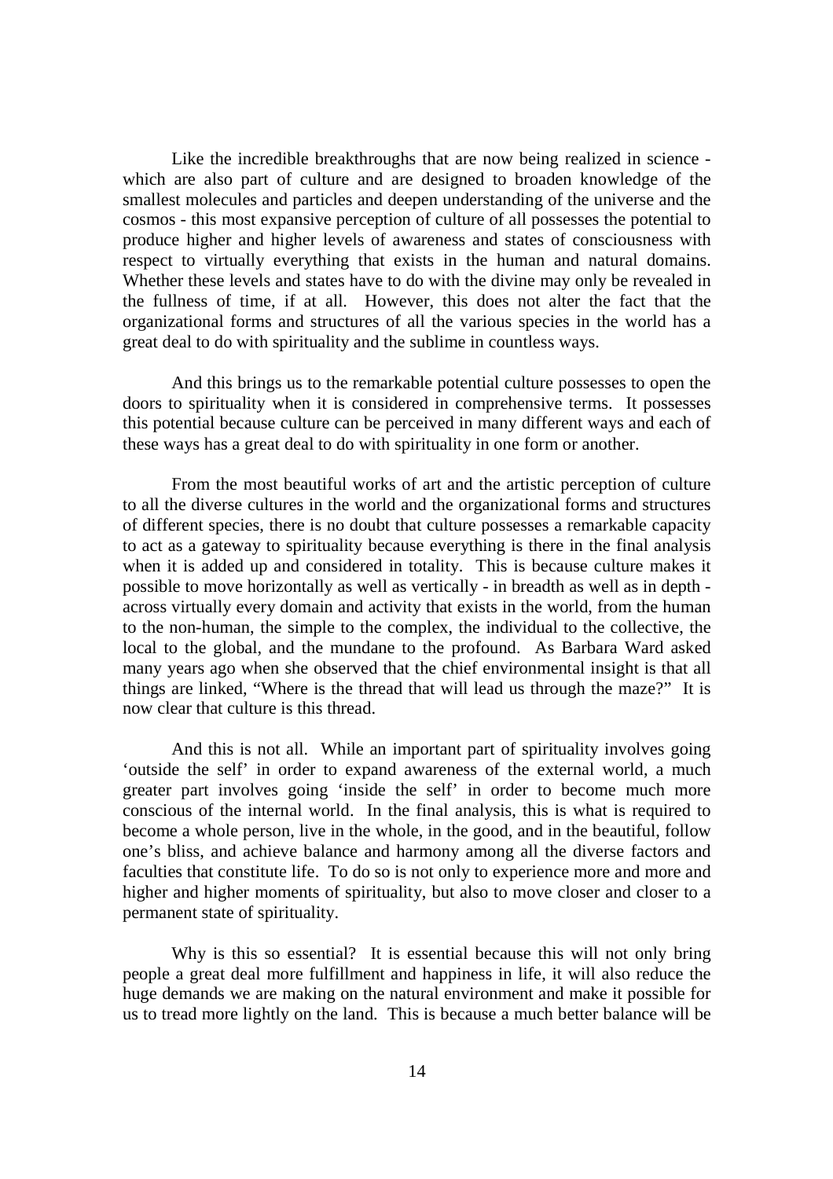Like the incredible breakthroughs that are now being realized in science - which are also part of culture and are designed to broaden knowledge of the smallest molecules and particles and deepen understanding of the universe and the cosmos - this most expansive perception of culture of all possesses the potential to produce higher and higher levels of awareness and states of consciousness with respect to virtually everything that exists in the human and natural domains. Whether these levels and states have to do with the divine may only be revealed in the fullness of time, if at all. However, this does not alter the fact that the organizational forms and structures of all the various species in the world has a great deal to do with spirituality and the sublime in countless ways.

And this brings us to the remarkable potential culture possesses to open the doors to spirituality when it is considered in comprehensive terms. It possesses this potential because culture can be perceived in many different ways and each of these ways has a great deal to do with spirituality in one form or another.

From the most beautiful works of art and the artistic perception of culture to all the diverse cultures in the world and the organizational forms and structures of different species, there is no doubt that culture possesses a remarkable capacity to act as a gateway to spirituality because everything is there in the final analysis when it is added up and considered in totality. This is because culture makes it possible to move horizontally as well as vertically - in breadth as well as in depth - across virtually every domain and activity that exists in the world, from the human to the non-human, the simple to the complex, the individual to the collective, the local to the global, and the mundane to the profound. As Barbara Ward asked many years ago when she observed that the chief environmental insight is that all things are linked, "Where is the thread that will lead us through the maze?" It is now clear that culture is this thread.

And this is not all. While an important part of spirituality involves going 'outside the self' in order to expand awareness of the external world, a much greater part involves going 'inside the self' in order to become much more conscious of the internal world. In the final analysis, this is what is required to become a whole person, live in the whole, in the good, and in the beautiful, follow one's bliss, and achieve balance and harmony among all the diverse factors and faculties that constitute life. To do so is not only to experience more and more and higher and higher moments of spirituality, but also to move closer and closer to a permanent state of spirituality.

Why is this so essential? It is essential because this will not only bring people a great deal more fulfillment and happiness in life, it will also reduce the huge demands we are making on the natural environment and make it possible for us to tread more lightly on the land. This is because a much better balance will be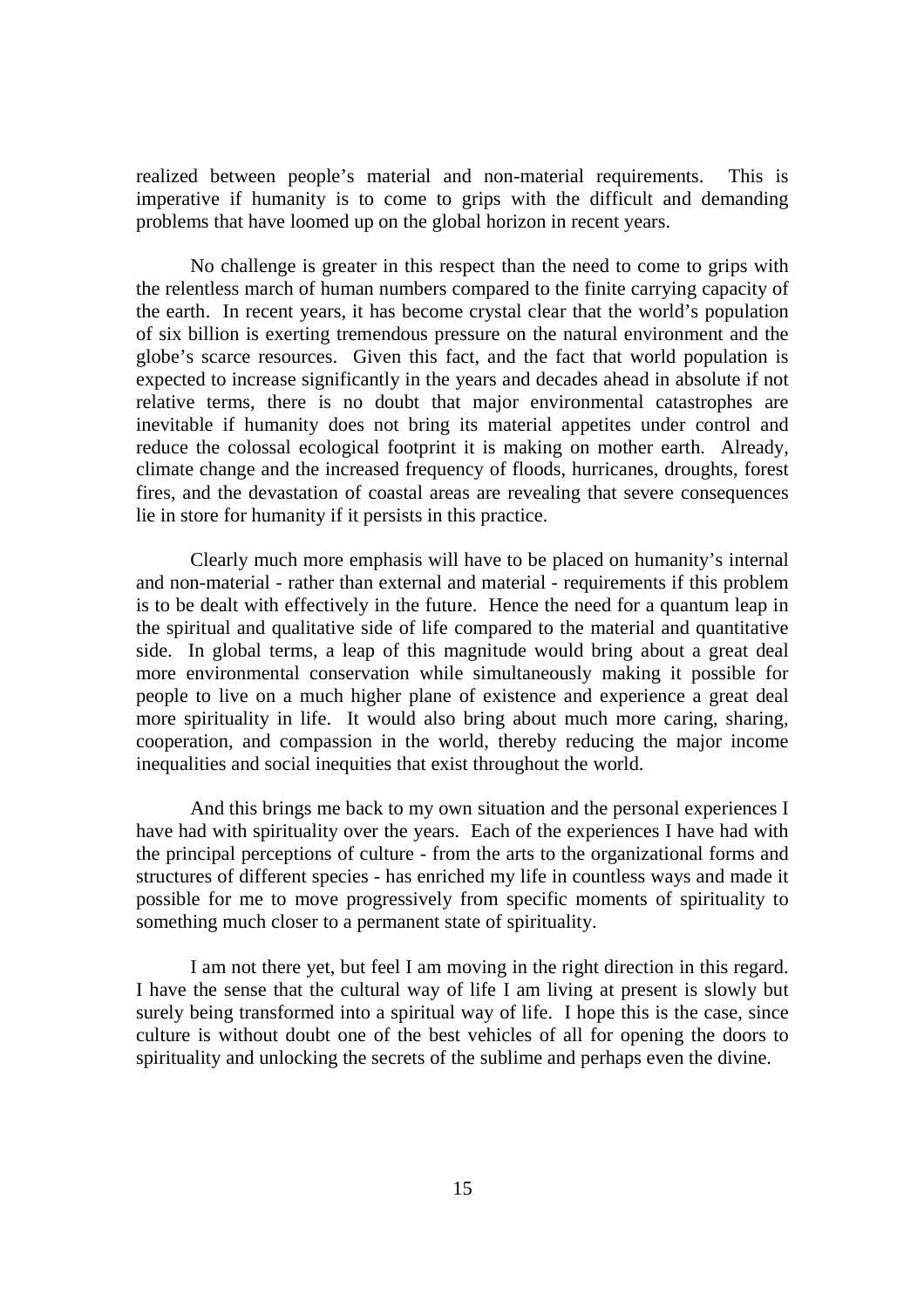realized between people's material and non-material requirements. This is imperative if humanity is to come to grips with the difficult and demanding problems that have loomed up on the global horizon in recent years.

No challenge is greater in this respect than the need to come to grips with the relentless march of human numbers compared to the finite carrying capacity of the earth. In recent years, it has become crystal clear that the world's population of six billion is exerting tremendous pressure on the natural environment and the globe's scarce resources. Given this fact, and the fact that world population is expected to increase significantly in the years and decades ahead in absolute if not relative terms, there is no doubt that major environmental catastrophes are inevitable if humanity does not bring its material appetites under control and reduce the colossal ecological footprint it is making on mother earth. Already, climate change and the increased frequency of floods, hurricanes, droughts, forest fires, and the devastation of coastal areas are revealing that severe consequences lie in store for humanity if it persists in this practice.

Clearly much more emphasis will have to be placed on humanity's internal and non-material - rather than external and material - requirements if this problem is to be dealt with effectively in the future. Hence the need for a quantum leap in the spiritual and qualitative side of life compared to the material and quantitative side. In global terms, a leap of this magnitude would bring about a great deal more environmental conservation while simultaneously making it possible for people to live on a much higher plane of existence and experience a great deal more spirituality in life. It would also bring about much more caring, sharing, cooperation, and compassion in the world, thereby reducing the major income inequalities and social inequities that exist throughout the world.

And this brings me back to my own situation and the personal experiences I have had with spirituality over the years. Each of the experiences I have had with the principal perceptions of culture - from the arts to the organizational forms and structures of different species - has enriched my life in countless ways and made it possible for me to move progressively from specific moments of spirituality to something much closer to a permanent state of spirituality.

I am not there yet, but feel I am moving in the right direction in this regard. I have the sense that the cultural way of life I am living at present is slowly but surely being transformed into a spiritual way of life. I hope this is the case, since culture is without doubt one of the best vehicles of all for opening the doors to spirituality and unlocking the secrets of the sublime and perhaps even the divine.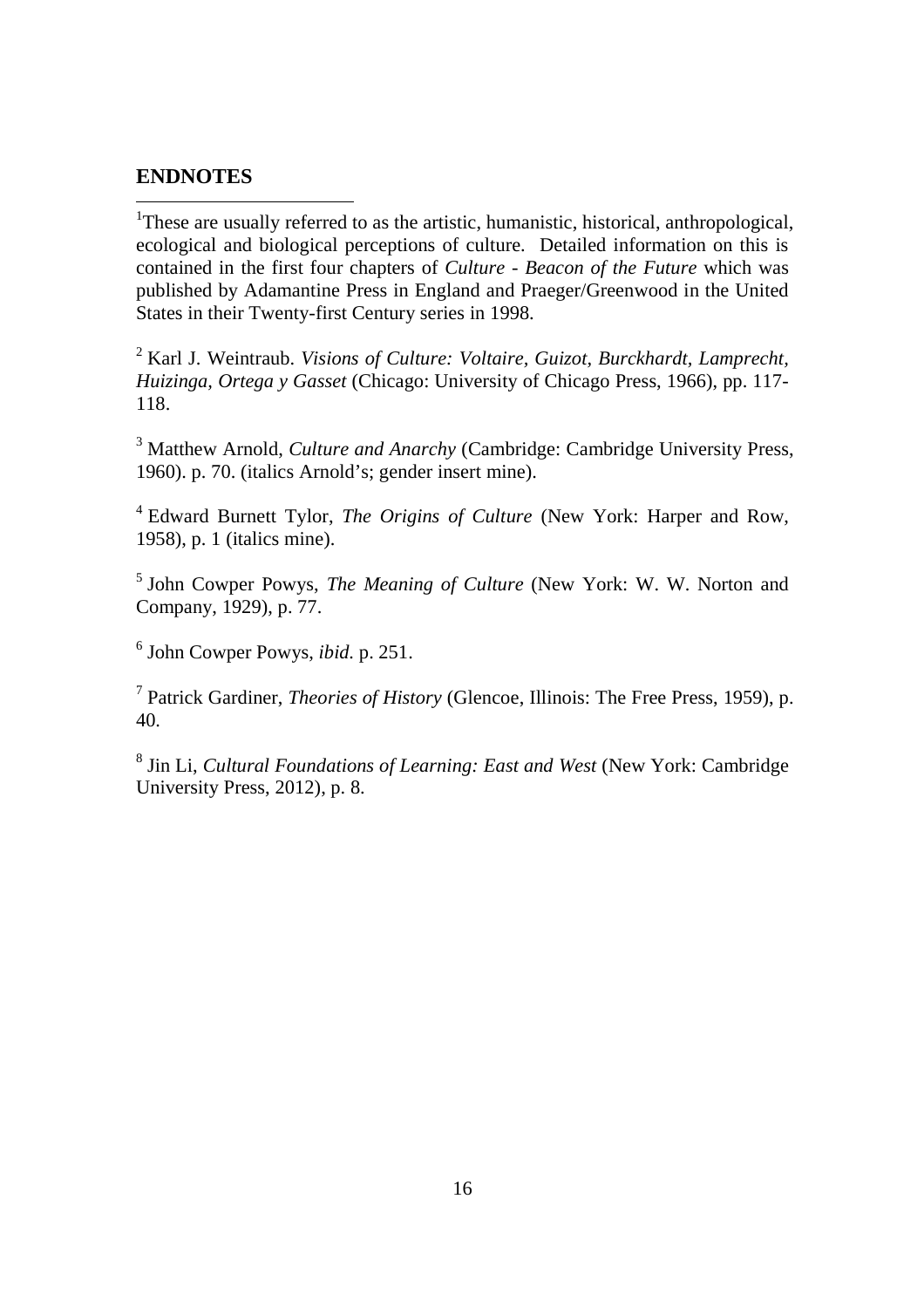## ENDNOTES

[1] These are usually referred to as the artistic, humanistic, historical, anthropological, ecological and biological perceptions of culture. Detailed information on this is contained in the first four chapters of *Culture - Beacon of the Future* which was published by Adamantine Press in England and Praeger/Greenwood in the United States in their Twenty-first Century series in 1998.

[2] Karl J. Weintraub. *Visions of Culture: Voltaire, Guizot, Burckhardt, Lamprecht, Huizinga, Ortega y Gasset* (Chicago: University of Chicago Press, 1966), pp. 117-118.

[3] Matthew Arnold, *Culture and Anarchy* (Cambridge: Cambridge University Press, 1960). p. 70. (italics Arnold's; gender insert mine).

[4] Edward Burnett Tylor, *The Origins of Culture* (New York: Harper and Row, 1958), p. 1 (italics mine).

[5] John Cowper Powys, *The Meaning of Culture* (New York: W. W. Norton and Company, 1929), p. 77.

[6] John Cowper Powys, *ibid.* p. 251.

[7] Patrick Gardiner, *Theories of History* (Glencoe, Illinois: The Free Press, 1959), p. 40.

[8] Jin Li, *Cultural Foundations of Learning: East and West* (New York: Cambridge University Press, 2012), p. 8.